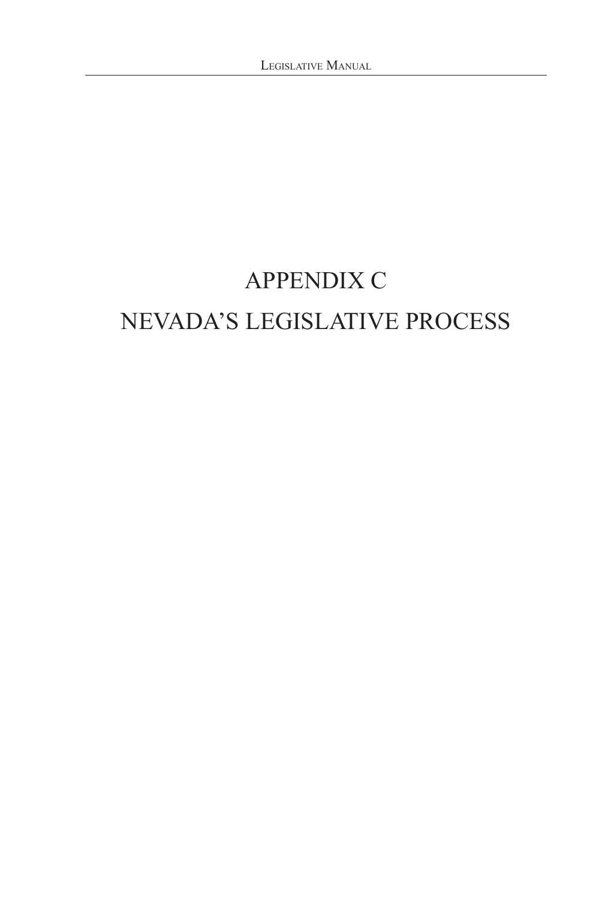# APPENDIX C

# NEVADA'S LEGISLATIVE PROCESS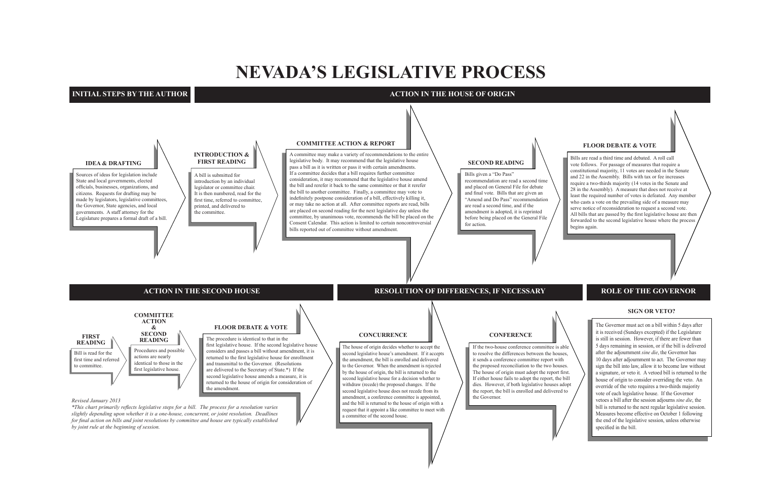# NEVADA'S LEGISLATIVE PROCESS

## INITIAL STEPS BY THE AUTHOR

### IDEA & DRAFTING

Sources of ideas for legislation include State and local governments, elected officials, businesses, organizations, and citizens. Requests for drafting may be made by legislators, legislative committees, the Governor, State agencies, and local governments. A staff attorney for the Legislature prepares a formal draft of a bill.

## ACTION IN THE HOUSE OF ORIGIN

### INTRODUCTION & FIRST READING

A bill is submitted for introduction by an individual legislator or committee chair. It is then numbered, read for the first time, referred to committee, printed, and delivered to the committee.

### COMMITTEE ACTION & REPORT

A committee may make a variety of recommendations to the entire legislative body. It may recommend that the legislative house pass a bill as it is written or pass it with certain amendments. If a committee decides that a bill requires further committee consideration, it may recommend that the legislative house amend the bill and rerefer it back to the same committee or that it rerefer the bill to another committee. Finally, a committee may vote to indefinitely postpone consideration of a bill, effectively killing it, or may take no action at all. After committee reports are read, bills are placed on second reading for the next legislative day unless the committee, by unanimous vote, recommends the bill be placed on the Consent Calendar. This action is limited to certain noncontroversial bills reported out of committee without amendment.

### SECOND READING

Bills given a "Do Pass" recommendation are read a second time and placed on General File for debate and final vote. Bills that are given an "Amend and Do Pass" recommendation are read a second time, and if the amendment is adopted, it is reprinted before being placed on the General File for action.

### FLOOR DEBATE & VOTE

Bills are read a third time and debated. A roll call vote follows. For passage of measures that require a constitutional majority, 11 votes are needed in the Senate and 22 in the Assembly. Bills with tax or fee increases require a two-thirds majority (14 votes in the Senate and 28 in the Assembly). A measure that does not receive at least the required number of votes is defeated. Any member who casts a vote on the prevailing side of a measure may serve notice of reconsideration to request a second vote. All bills that are passed by the first legislative house are then forwarded to the second legislative house where the process begins again.

## ACTION IN THE SECOND HOUSE

### FIRST READING

Bill is read for the first time and referred to committee.

### COMMITTEE ACTION & SECOND READING

Procedures and possible actions are nearly identical to those in the first legislative house.

### FLOOR DEBATE & VOTE

The procedure is identical to that in the first legislative house. If the second legislative house considers and passes a bill without amendment, it is returned to the first legislative house for enrollment and transmittal to the Governor. (Resolutions are delivered to the Secretary of State.*) If the second legislative house amends a measure, it is returned to the house of origin for consideration of the amendment.

## RESOLUTION OF DIFFERENCES, IF NECESSARY

### CONCURRENCE

The house of origin decides whether to accept the second legislative house's amendment. If it accepts the amendment, the bill is enrolled and delivered to the Governor. When the amendment is rejected by the house of origin, the bill is returned to the second legislative house for a decision whether to withdraw (recede) the proposed changes. If the second legislative house does not recede from its amendment, a conference committee is appointed, and the bill is returned to the house of origin with a request that it appoint a like committee to meet with a committee of the second house.

### CONFERENCE

If the two-house conference committee is able to resolve the differences between the houses, it sends a conference committee report with the proposed reconciliation to the two houses. The house of origin must adopt the report first. If either house fails to adopt the report, the bill dies. However, if both legislative houses adopt the report, the bill is enrolled and delivered to the Governor.

## ROLE OF THE GOVERNOR

### SIGN OR VETO?

The Governor must act on a bill within 5 days after it is received (Sundays excepted) if the Legislature is still in session. However, if there are fewer than 5 days remaining in session, or if the bill is delivered after the adjournment *sine die*, the Governor has 10 days after adjournment to act. The Governor may sign the bill into law, allow it to become law without a signature, or veto it. A vetoed bill is returned to the house of origin to consider overriding the veto. An override of the veto requires a two-thirds majority vote of each legislative house. If the Governor vetoes a bill after the session adjourns *sine die*, the bill is returned to the next regular legislative session. Measures become effective on October 1 following the end of the legislative session, unless otherwise specified in the bill.

*Revised January 2013*

*\*This chart primarily reflects legislative steps for a bill. The process for a resolution varies slightly depending upon whether it is a one-house, concurrent, or joint resolution. Deadlines for final action on bills and joint resolutions by committee and house are typically established by joint rule at the beginning of session.*